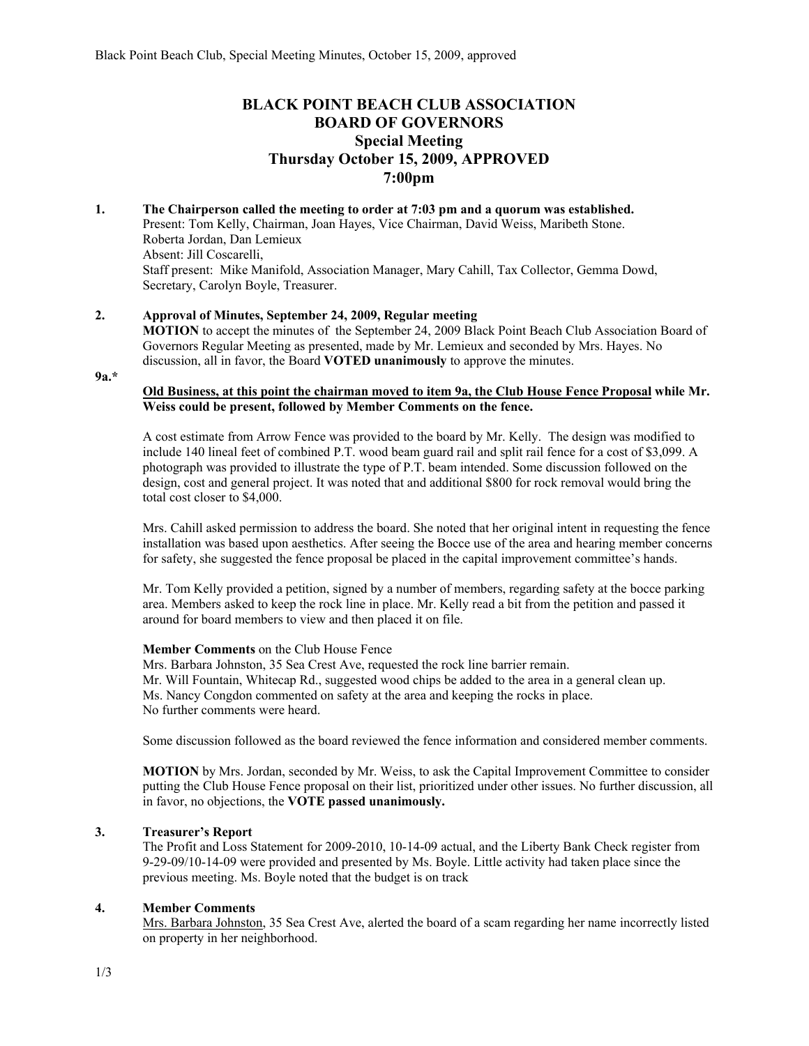# BLACK POINT BEACH CLUB ASSOCIATION
# BOARD OF GOVERNORS
## Special Meeting
## Thursday October 15, 2009, APPROVED
## 7:00pm

**1. The Chairperson called the meeting to order at 7:03 pm and a quorum was established.**

Present: Tom Kelly, Chairman, Joan Hayes, Vice Chairman, David Weiss, Maribeth Stone.
Roberta Jordan, Dan Lemieux
Absent: Jill Coscarelli,
Staff present: Mike Manifold, Association Manager, Mary Cahill, Tax Collector, Gemma Dowd, Secretary, Carolyn Boyle, Treasurer.

**2. Approval of Minutes, September 24, 2009, Regular meeting**

**MOTION** to accept the minutes of the September 24, 2009 Black Point Beach Club Association Board of Governors Regular Meeting as presented, made by Mr. Lemieux and seconded by Mrs. Hayes. No discussion, all in favor, the Board **VOTED unanimously** to approve the minutes.

**9a.***

**<u>Old Business, at this point the chairman moved to item 9a, the Club House Fence Proposal</u> while Mr. Weiss could be present, followed by Member Comments on the fence.**

A cost estimate from Arrow Fence was provided to the board by Mr. Kelly. The design was modified to include 140 lineal feet of combined P.T. wood beam guard rail and split rail fence for a cost of $3,099. A photograph was provided to illustrate the type of P.T. beam intended. Some discussion followed on the design, cost and general project. It was noted that and additional $800 for rock removal would bring the total cost closer to $4,000.

Mrs. Cahill asked permission to address the board. She noted that her original intent in requesting the fence installation was based upon aesthetics. After seeing the Bocce use of the area and hearing member concerns for safety, she suggested the fence proposal be placed in the capital improvement committee's hands.

Mr. Tom Kelly provided a petition, signed by a number of members, regarding safety at the bocce parking area. Members asked to keep the rock line in place. Mr. Kelly read a bit from the petition and passed it around for board members to view and then placed it on file.

**Member Comments** on the Club House Fence
Mrs. Barbara Johnston, 35 Sea Crest Ave, requested the rock line barrier remain.
Mr. Will Fountain, Whitecap Rd., suggested wood chips be added to the area in a general clean up.
Ms. Nancy Congdon commented on safety at the area and keeping the rocks in place.
No further comments were heard.

Some discussion followed as the board reviewed the fence information and considered member comments.

**MOTION** by Mrs. Jordan, seconded by Mr. Weiss, to ask the Capital Improvement Committee to consider putting the Club House Fence proposal on their list, prioritized under other issues. No further discussion, all in favor, no objections, the **VOTE passed unanimously.**

**3. Treasurer's Report**

The Profit and Loss Statement for 2009-2010, 10-14-09 actual, and the Liberty Bank Check register from 9-29-09/10-14-09 were provided and presented by Ms. Boyle. Little activity had taken place since the previous meeting. Ms. Boyle noted that the budget is on track

**4. Member Comments**

<u>Mrs. Barbara Johnston</u>, 35 Sea Crest Ave, alerted the board of a scam regarding her name incorrectly listed on property in her neighborhood.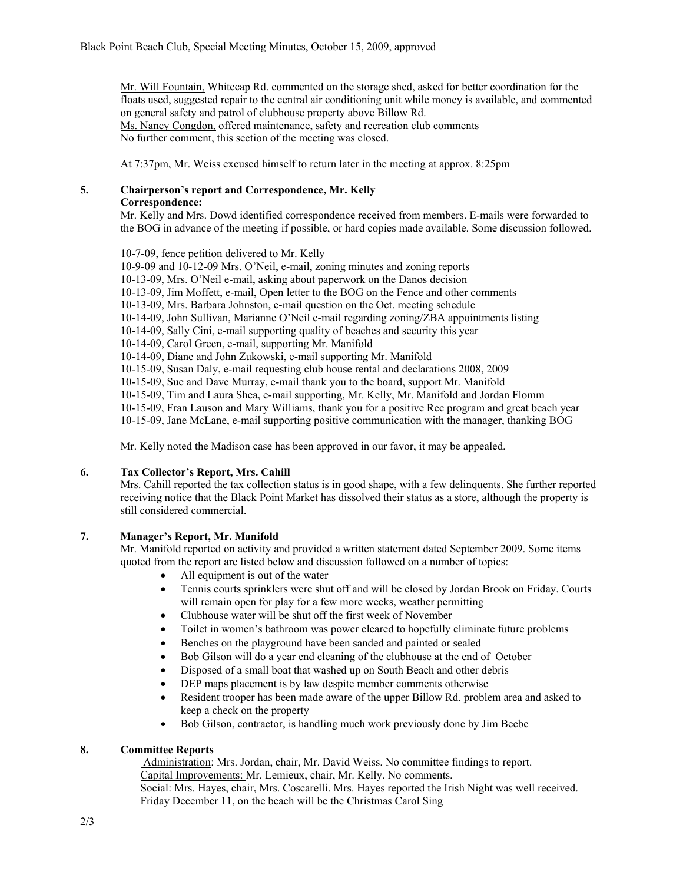Mr. Will Fountain, Whitecap Rd. commented on the storage shed, asked for better coordination for the floats used, suggested repair to the central air conditioning unit while money is available, and commented on general safety and patrol of clubhouse property above Billow Rd.
Ms. Nancy Congdon, offered maintenance, safety and recreation club comments
No further comment, this section of the meeting was closed.

At 7:37pm, Mr. Weiss excused himself to return later in the meeting at approx. 8:25pm

**5. Chairperson's report and Correspondence, Mr. Kelly**

**Correspondence:**

Mr. Kelly and Mrs. Dowd identified correspondence received from members. E-mails were forwarded to the BOG in advance of the meeting if possible, or hard copies made available. Some discussion followed.

10-7-09, fence petition delivered to Mr. Kelly
10-9-09 and 10-12-09 Mrs. O'Neil, e-mail, zoning minutes and zoning reports
10-13-09, Mrs. O'Neil e-mail, asking about paperwork on the Danos decision
10-13-09, Jim Moffett, e-mail, Open letter to the BOG on the Fence and other comments
10-13-09, Mrs. Barbara Johnston, e-mail question on the Oct. meeting schedule
10-14-09, John Sullivan, Marianne O'Neil e-mail regarding zoning/ZBA appointments listing
10-14-09, Sally Cini, e-mail supporting quality of beaches and security this year
10-14-09, Carol Green, e-mail, supporting Mr. Manifold
10-14-09, Diane and John Zukowski, e-mail supporting Mr. Manifold
10-15-09, Susan Daly, e-mail requesting club house rental and declarations 2008, 2009
10-15-09, Sue and Dave Murray, e-mail thank you to the board, support Mr. Manifold
10-15-09, Tim and Laura Shea, e-mail supporting, Mr. Kelly, Mr. Manifold and Jordan Flomm
10-15-09, Fran Lauson and Mary Williams, thank you for a positive Rec program and great beach year
10-15-09, Jane McLane, e-mail supporting positive communication with the manager, thanking BOG

Mr. Kelly noted the Madison case has been approved in our favor, it may be appealed.

**6. Tax Collector's Report, Mrs. Cahill**

Mrs. Cahill reported the tax collection status is in good shape, with a few delinquents. She further reported receiving notice that the Black Point Market has dissolved their status as a store, although the property is still considered commercial.

**7. Manager's Report, Mr. Manifold**

Mr. Manifold reported on activity and provided a written statement dated September 2009. Some items quoted from the report are listed below and discussion followed on a number of topics:

- All equipment is out of the water
- Tennis courts sprinklers were shut off and will be closed by Jordan Brook on Friday. Courts will remain open for play for a few more weeks, weather permitting
- Clubhouse water will be shut off the first week of November
- Toilet in women's bathroom was power cleared to hopefully eliminate future problems
- Benches on the playground have been sanded and painted or sealed
- Bob Gilson will do a year end cleaning of the clubhouse at the end of October
- Disposed of a small boat that washed up on South Beach and other debris
- DEP maps placement is by law despite member comments otherwise
- Resident trooper has been made aware of the upper Billow Rd. problem area and asked to keep a check on the property
- Bob Gilson, contractor, is handling much work previously done by Jim Beebe

**8. Committee Reports**

Administration: Mrs. Jordan, chair, Mr. David Weiss. No committee findings to report.
Capital Improvements: Mr. Lemieux, chair, Mr. Kelly. No comments.
Social: Mrs. Hayes, chair, Mrs. Coscarelli. Mrs. Hayes reported the Irish Night was well received. Friday December 11, on the beach will be the Christmas Carol Sing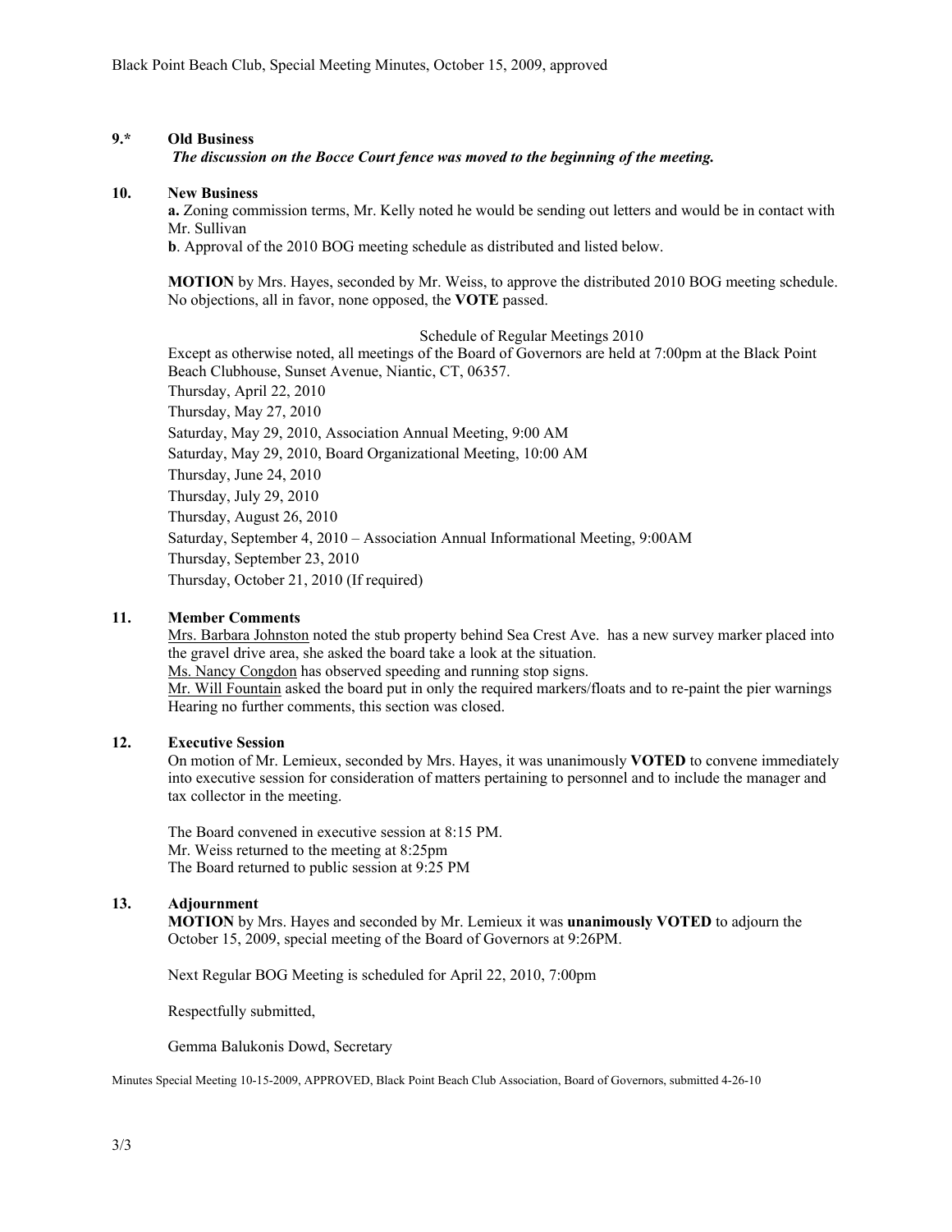**9.\* Old Business**

***The discussion on the Bocce Court fence was moved to the beginning of the meeting.***

**10. New Business**

**a.** Zoning commission terms, Mr. Kelly noted he would be sending out letters and would be in contact with Mr. Sullivan

**b**. Approval of the 2010 BOG meeting schedule as distributed and listed below.

**MOTION** by Mrs. Hayes, seconded by Mr. Weiss, to approve the distributed 2010 BOG meeting schedule. No objections, all in favor, none opposed, the **VOTE** passed.

Schedule of Regular Meetings 2010

Except as otherwise noted, all meetings of the Board of Governors are held at 7:00pm at the Black Point Beach Clubhouse, Sunset Avenue, Niantic, CT, 06357.

Thursday, April 22, 2010
Thursday, May 27, 2010
Saturday, May 29, 2010, Association Annual Meeting, 9:00 AM
Saturday, May 29, 2010, Board Organizational Meeting, 10:00 AM
Thursday, June 24, 2010
Thursday, July 29, 2010
Thursday, August 26, 2010
Saturday, September 4, 2010 – Association Annual Informational Meeting, 9:00AM
Thursday, September 23, 2010
Thursday, October 21, 2010 (If required)

**11. Member Comments**

<u>Mrs. Barbara Johnston</u> noted the stub property behind Sea Crest Ave. has a new survey marker placed into the gravel drive area, she asked the board take a look at the situation.
<u>Ms. Nancy Congdon</u> has observed speeding and running stop signs.
<u>Mr. Will Fountain</u> asked the board put in only the required markers/floats and to re-paint the pier warnings
Hearing no further comments, this section was closed.

**12. Executive Session**

On motion of Mr. Lemieux, seconded by Mrs. Hayes, it was unanimously **VOTED** to convene immediately into executive session for consideration of matters pertaining to personnel and to include the manager and tax collector in the meeting.

The Board convened in executive session at 8:15 PM.
Mr. Weiss returned to the meeting at 8:25pm
The Board returned to public session at 9:25 PM

**13. Adjournment**

**MOTION** by Mrs. Hayes and seconded by Mr. Lemieux it was **unanimously VOTED** to adjourn the October 15, 2009, special meeting of the Board of Governors at 9:26PM.

Next Regular BOG Meeting is scheduled for April 22, 2010, 7:00pm

Respectfully submitted,

Gemma Balukonis Dowd, Secretary